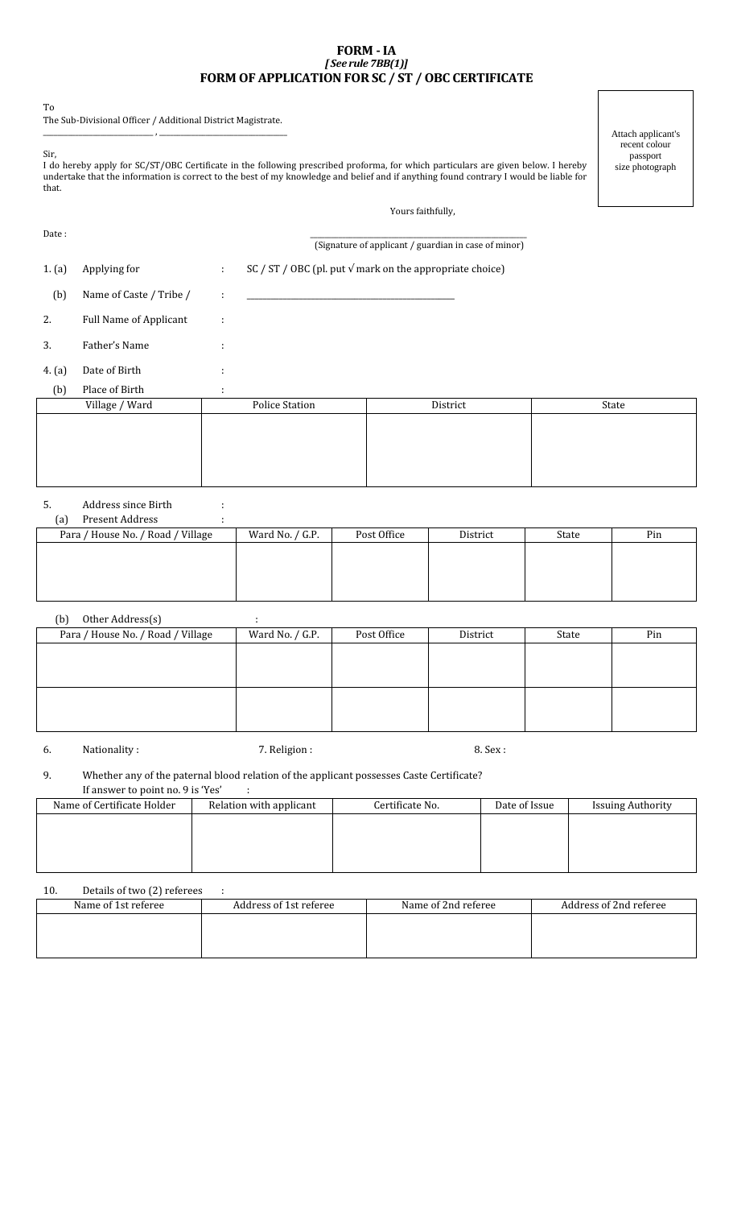# FORM - IA

***[See rule 7BB(1)]***

## FORM OF APPLICATION FOR SC / ST / OBC CERTIFICATE

To
The Sub-Divisional Officer / Additional District Magistrate.
____________________ , ________________________

Attach applicant's recent colour passport size photograph

Sir,
I do hereby apply for SC/ST/OBC Certificate in the following prescribed proforma, for which particulars are given below. I hereby undertake that the information is correct to the best of my knowledge and belief and if anything found contrary I would be liable for that.

Yours faithfully,

Date :

________________________________________
(Signature of applicant / guardian in case of minor)

1. (a) Applying for : SC / ST / OBC (pl. put √ mark on the appropriate choice)
   (b) Name of Caste / Tribe / : ____________________________________
2. Full Name of Applicant :
3. Father's Name :
4. (a) Date of Birth :
   (b) Place of Birth :

| Village / Ward | Police Station | District | State |
|---|---|---|---|
| | | | |

5. Address since Birth :
   (a) Present Address :

| Para / House No. / Road / Village | Ward No. / G.P. | Post Office | District | State | Pin |
|---|---|---|---|---|---|
| | | | | | |

   (b) Other Address(s) :

| Para / House No. / Road / Village | Ward No. / G.P. | Post Office | District | State | Pin |
|---|---|---|---|---|---|
| | | | | | |
| | | | | | |

6. Nationality : 7. Religion : 8. Sex :

9. Whether any of the paternal blood relation of the applicant possesses Caste Certificate?
   If answer to point no. 9 is 'Yes' :

| Name of Certificate Holder | Relation with applicant | Certificate No. | Date of Issue | Issuing Authority |
|---|---|---|---|---|
| | | | | |

10. Details of two (2) referees :

| Name of 1st referee | Address of 1st referee | Name of 2nd referee | Address of 2nd referee |
|---|---|---|---|
| | | | |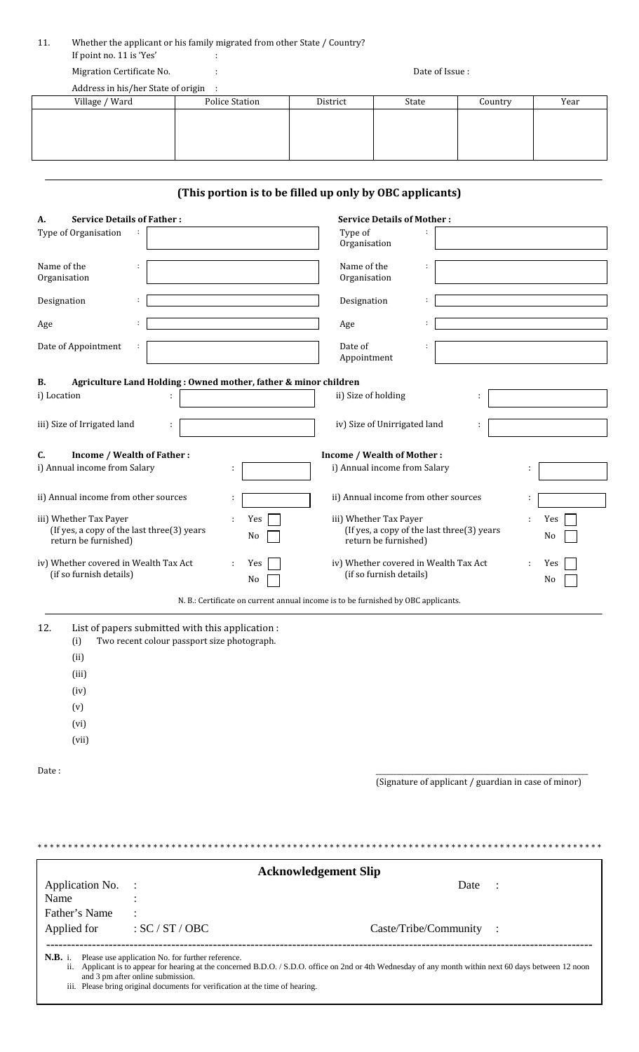11. Whether the applicant or his family migrated from other State / Country?

If point no. 11 is 'Yes' :

Migration Certificate No. : Date of Issue :

Address in his/her State of origin :

| Village / Ward | Police Station | District | State | Country | Year |
|---|---|---|---|---|---|
| | | | | | |

---

## (This portion is to be filled up only by OBC applicants)

**A. Service Details of Father :**

Type of Organisation :

Name of the Organisation :

Designation :

Age :

Date of Appointment :

**Service Details of Mother :**

Type of Organisation :

Name of the Organisation :

Designation :

Age :

Date of Appointment :

**B. Agriculture Land Holding : Owned mother, father & minor children**

i) Location :

ii) Size of holding :

iii) Size of Irrigated land :

iv) Size of Unirrigated land :

**C. Income / Wealth of Father :**

i) Annual income from Salary :

ii) Annual income from other sources :

iii) Whether Tax Payer (If yes, a copy of the last three(3) years return be furnished) : Yes ☐ No ☐

iv) Whether covered in Wealth Tax Act (if so furnish details) : Yes ☐ No ☐

**Income / Wealth of Mother :**

i) Annual income from Salary :

ii) Annual income from other sources :

iii) Whether Tax Payer (If yes, a copy of the last three(3) years return be furnished) : Yes ☐ No ☐

iv) Whether covered in Wealth Tax Act (if so furnish details) : Yes ☐ No ☐

N. B.: Certificate on current annual income is to be furnished by OBC applicants.

---

12. List of papers submitted with this application :
    - (i) Two recent colour passport size photograph.
    - (ii)
    - (iii)
    - (iv)
    - (v)
    - (vi)
    - (vii)

Date :

(Signature of applicant / guardian in case of minor)

---

## Acknowledgement Slip

Application No. : Date :

Name :

Father's Name :

Applied for : SC / ST / OBC Caste/Tribe/Community :

---

**N.B.**
- i. Please use application No. for further reference.
- ii. Applicant is to appear for hearing at the concerned B.D.O. / S.D.O. office on 2nd or 4th Wednesday of any month within next 60 days between 12 noon and 3 pm after online submission.
- iii. Please bring original documents for verification at the time of hearing.